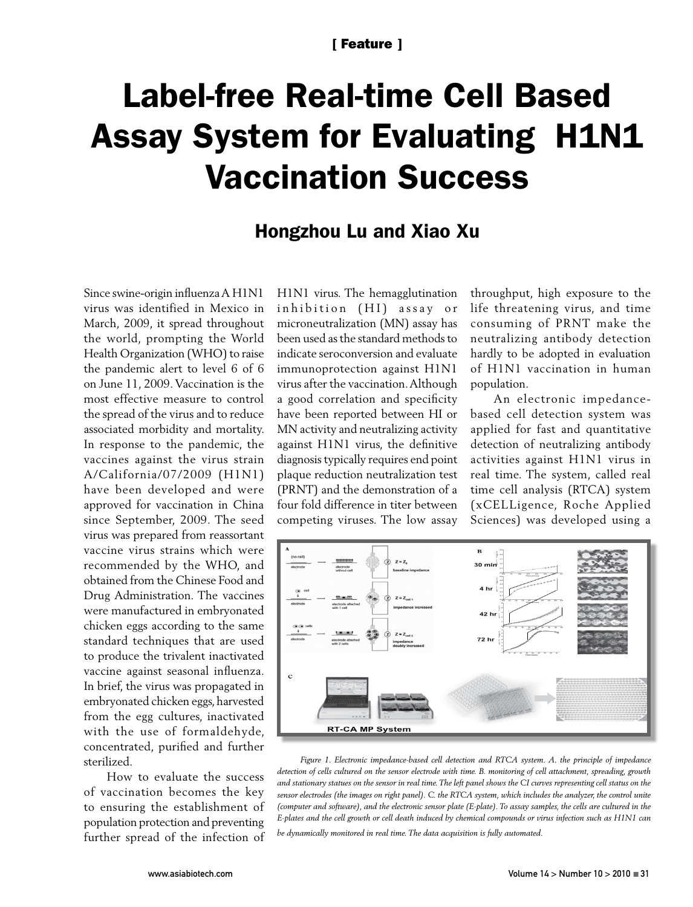[ Feature ]

# Label-free Real-time Cell Based Assay System for Evaluating H1N1 Vaccination Success

## Hongzhou Lu and Xiao Xu

Since swine-origin influenza A H1N1 virus was identified in Mexico in March, 2009, it spread throughout the world, prompting the World Health Organization (WHO) to raise the pandemic alert to level 6 of 6 on June 11, 2009. Vaccination is the most effective measure to control the spread of the virus and to reduce associated morbidity and mortality. In response to the pandemic, the vaccines against the virus strain A/California/07/2009 (H1N1) have been developed and were approved for vaccination in China since September, 2009. The seed virus was prepared from reassortant vaccine virus strains which were recommended by the WHO, and obtained from the Chinese Food and Drug Administration. The vaccines were manufactured in embryonated chicken eggs according to the same standard techniques that are used to produce the trivalent inactivated vaccine against seasonal influenza. In brief, the virus was propagated in embryonated chicken eggs, harvested from the egg cultures, inactivated with the use of formaldehyde, concentrated, purified and further sterilized.

How to evaluate the success of vaccination becomes the key to ensuring the establishment of population protection and preventing further spread of the infection of H1N1 virus. The hemagglutination inhibition (HI) assay or microneutralization (MN) assay has been used as the standard methods to indicate seroconversion and evaluate immunoprotection against H1N1 virus after the vaccination. Although a good correlation and specificity have been reported between HI or MN activity and neutralizing activity against H1N1 virus, the definitive diagnosis typically requires end point plaque reduction neutralization test (PRNT) and the demonstration of a four fold difference in titer between competing viruses. The low assay throughput, high exposure to the life threatening virus, and time consuming of PRNT make the neutralizing antibody detection hardly to be adopted in evaluation of H1N1 vaccination in human population.

An electronic impedance-based cell detection system was applied for fast and quantitative detection of neutralizing antibody activities against H1N1 virus in real time. The system, called real time cell analysis (RTCA) system (xCELLigence, Roche Applied Sciences) was developed using a

*Figure 1. Electronic impedance-based cell detection and RTCA system. A. the principle of impedance detection of cells cultured on the sensor electrode with time. B. monitoring of cell attachment, spreading, growth and stationary statues on the sensor in real time. The left panel shows the CI curves representing cell status on the sensor electrodes (the images on right panel). C. the RTCA system, which includes the analyzer, the control unite (computer and software), and the electronic sensor plate (E-plate). To assay samples, the cells are cultured in the E-plates and the cell growth or cell death induced by chemical compounds or virus infection such as H1N1 can be dynamically monitored in real time. The data acquisition is fully automated.*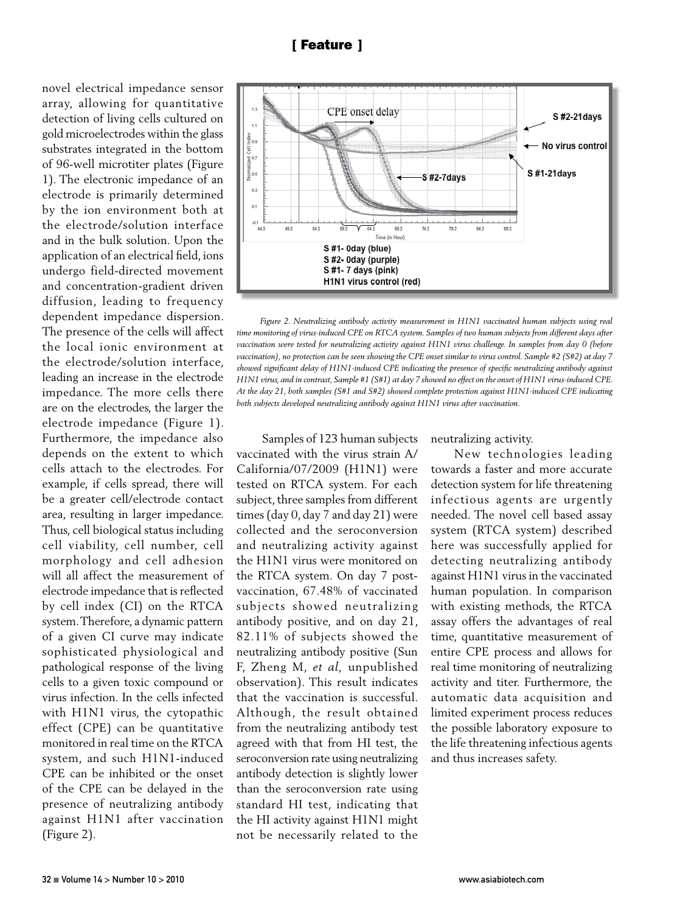novel electrical impedance sensor array, allowing for quantitative detection of living cells cultured on gold microelectrodes within the glass substrates integrated in the bottom of 96-well microtiter plates (Figure 1). The electronic impedance of an electrode is primarily determined by the ion environment both at the electrode/solution interface and in the bulk solution. Upon the application of an electrical field, ions undergo field-directed movement and concentration-gradient driven diffusion, leading to frequency dependent impedance dispersion. The presence of the cells will affect the local ionic environment at the electrode/solution interface, leading an increase in the electrode impedance. The more cells there are on the electrodes, the larger the electrode impedance (Figure 1). Furthermore, the impedance also depends on the extent to which cells attach to the electrodes. For example, if cells spread, there will be a greater cell/electrode contact area, resulting in larger impedance. Thus, cell biological status including cell viability, cell number, cell morphology and cell adhesion will all affect the measurement of electrode impedance that is reflected by cell index (CI) on the RTCA system. Therefore, a dynamic pattern of a given CI curve may indicate sophisticated physiological and pathological response of the living cells to a given toxic compound or virus infection. In the cells infected with H1N1 virus, the cytopathic effect (CPE) can be quantitative monitored in real time on the RTCA system, and such H1N1-induced CPE can be inhibited or the onset of the CPE can be delayed in the presence of neutralizing antibody against H1N1 after vaccination (Figure 2).

*Figure 2. Neutralizing antibody activity measurement in H1N1 vaccinated human subjects using real time monitoring of virus-induced CPE on RTCA system. Samples of two human subjects from different days after vaccination were tested for neutralizing activity against H1N1 virus challenge. In samples from day 0 (before vaccination), no protection can be seen showing the CPE onset similar to virus control. Sample #2 (S#2) at day 7 showed significant delay of H1N1-induced CPE indicating the presence of specific neutralizing antibody against H1N1 virus, and in contrast, Sample #1 (S#1) at day 7 showed no effect on the onset of H1N1 virus-induced CPE. At the day 21, both samples (S#1 and S#2) showed complete protection against H1N1-induced CPE indicating both subjects developed neutralizing antibody against H1N1 virus after vaccination.*

Samples of 123 human subjects vaccinated with the virus strain A/California/07/2009 (H1N1) were tested on RTCA system. For each subject, three samples from different times (day 0, day 7 and day 21) were collected and the seroconversion and neutralizing activity against the H1N1 virus were monitored on the RTCA system. On day 7 post-vaccination, 67.48% of vaccinated subjects showed neutralizing antibody positive, and on day 21, 82.11% of subjects showed the neutralizing antibody positive (Sun F, Zheng M, *et al*, unpublished observation). This result indicates that the vaccination is successful. Although, the result obtained from the neutralizing antibody test agreed with that from HI test, the seroconversion rate using neutralizing antibody detection is slightly lower than the seroconversion rate using standard HI test, indicating that the HI activity against H1N1 might not be necessarily related to the neutralizing activity.

New technologies leading towards a faster and more accurate detection system for life threatening infectious agents are urgently needed. The novel cell based assay system (RTCA system) described here was successfully applied for detecting neutralizing antibody against H1N1 virus in the vaccinated human population. In comparison with existing methods, the RTCA assay offers the advantages of real time, quantitative measurement of entire CPE process and allows for real time monitoring of neutralizing activity and titer. Furthermore, the automatic data acquisition and limited experiment process reduces the possible laboratory exposure to the life threatening infectious agents and thus increases safety.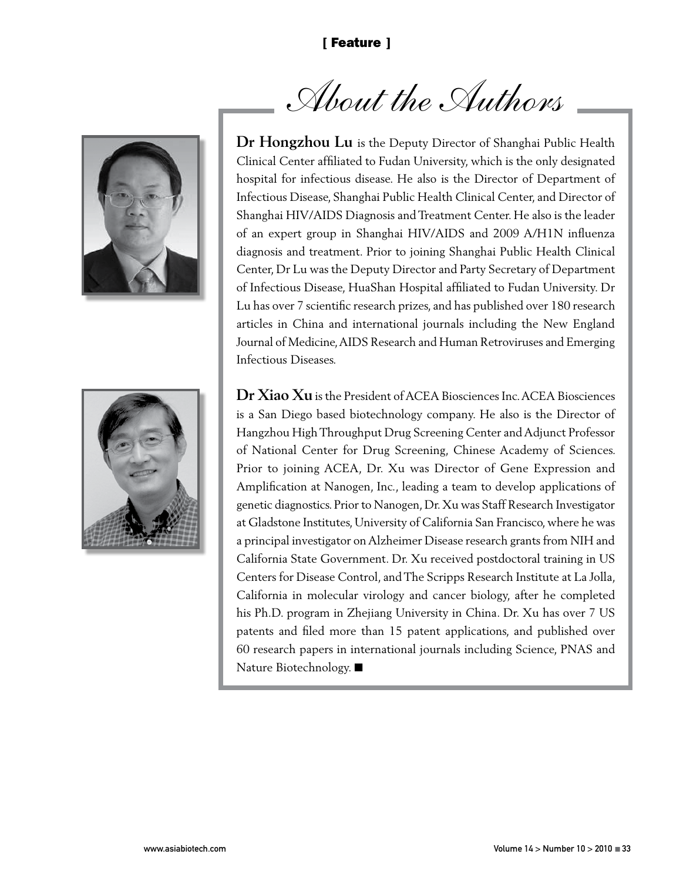# About the Authors

**Dr Hongzhou Lu** is the Deputy Director of Shanghai Public Health Clinical Center affiliated to Fudan University, which is the only designated hospital for infectious disease. He also is the Director of Department of Infectious Disease, Shanghai Public Health Clinical Center, and Director of Shanghai HIV/AIDS Diagnosis and Treatment Center. He also is the leader of an expert group in Shanghai HIV/AIDS and 2009 A/H1N influenza diagnosis and treatment. Prior to joining Shanghai Public Health Clinical Center, Dr Lu was the Deputy Director and Party Secretary of Department of Infectious Disease, HuaShan Hospital affiliated to Fudan University. Dr Lu has over 7 scientific research prizes, and has published over 180 research articles in China and international journals including the New England Journal of Medicine, AIDS Research and Human Retroviruses and Emerging Infectious Diseases.

**Dr Xiao Xu** is the President of ACEA Biosciences Inc. ACEA Biosciences is a San Diego based biotechnology company. He also is the Director of Hangzhou High Throughput Drug Screening Center and Adjunct Professor of National Center for Drug Screening, Chinese Academy of Sciences. Prior to joining ACEA, Dr. Xu was Director of Gene Expression and Amplification at Nanogen, Inc., leading a team to develop applications of genetic diagnostics. Prior to Nanogen, Dr. Xu was Staff Research Investigator at Gladstone Institutes, University of California San Francisco, where he was a principal investigator on Alzheimer Disease research grants from NIH and California State Government. Dr. Xu received postdoctoral training in US Centers for Disease Control, and The Scripps Research Institute at La Jolla, California in molecular virology and cancer biology, after he completed his Ph.D. program in Zhejiang University in China. Dr. Xu has over 7 US patents and filed more than 15 patent applications, and published over 60 research papers in international journals including Science, PNAS and Nature Biotechnology. ■